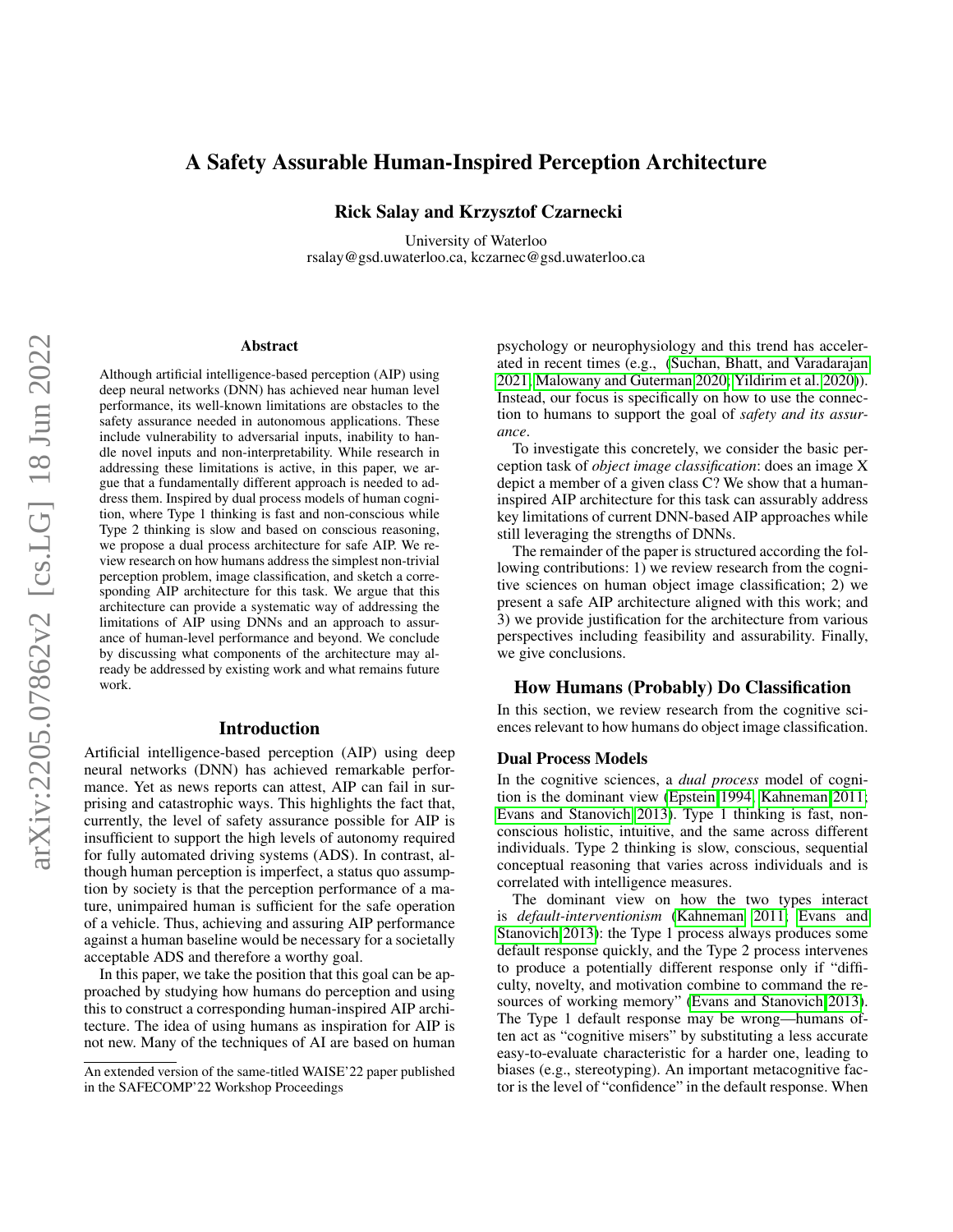# A Safety Assurable Human-Inspired Perception Architecture

**Rick Salay and Krzysztof Czarnecki**

University of Waterloo
rsalay@gsd.uwaterloo.ca, kczarnec@gsd.uwaterloo.ca

## Abstract

Although artificial intelligence-based perception (AIP) using deep neural networks (DNN) has achieved near human level performance, its well-known limitations are obstacles to the safety assurance needed in autonomous applications. These include vulnerability to adversarial inputs, inability to handle novel inputs and non-interpretability. While research in addressing these limitations is active, in this paper, we argue that a fundamentally different approach is needed to address them. Inspired by dual process models of human cognition, where Type 1 thinking is fast and non-conscious while Type 2 thinking is slow and based on conscious reasoning, we propose a dual process architecture for safe AIP. We review research on how humans address the simplest non-trivial perception problem, image classification, and sketch a corresponding AIP architecture for this task. We argue that this architecture can provide a systematic way of addressing the limitations of AIP using DNNs and an approach to assurance of human-level performance and beyond. We conclude by discussing what components of the architecture may already be addressed by existing work and what remains future work.

## Introduction

Artificial intelligence-based perception (AIP) using deep neural networks (DNN) has achieved remarkable performance. Yet as news reports can attest, AIP can fail in surprising and catastrophic ways. This highlights the fact that, currently, the level of safety assurance possible for AIP is insufficient to support the high levels of autonomy required for fully automated driving systems (ADS). In contrast, although human perception is imperfect, a status quo assumption by society is that the perception performance of a mature, unimpaired human is sufficient for the safe operation of a vehicle. Thus, achieving and assuring AIP performance against a human baseline would be necessary for a societally acceptable ADS and therefore a worthy goal.

In this paper, we take the position that this goal can be approached by studying how humans do perception and using this to construct a corresponding human-inspired AIP architecture. The idea of using humans as inspiration for AIP is not new. Many of the techniques of AI are based on human psychology or neurophysiology and this trend has accelerated in recent times (e.g., (Suchan, Bhatt, and Varadarajan 2021; Malowany and Guterman 2020; Yildirim et al. 2020)). Instead, our focus is specifically on how to use the connection to humans to support the goal of *safety and its assurance*.

To investigate this concretely, we consider the basic perception task of *object image classification*: does an image X depict a member of a given class C? We show that a human-inspired AIP architecture for this task can assurably address key limitations of current DNN-based AIP approaches while still leveraging the strengths of DNNs.

The remainder of the paper is structured according the following contributions: 1) we review research from the cognitive sciences on human object image classification; 2) we present a safe AIP architecture aligned with this work; and 3) we provide justification for the architecture from various perspectives including feasibility and assurability. Finally, we give conclusions.

## How Humans (Probably) Do Classification

In this section, we review research from the cognitive sciences relevant to how humans do object image classification.

### Dual Process Models

In the cognitive sciences, a *dual process* model of cognition is the dominant view (Epstein 1994; Kahneman 2011; Evans and Stanovich 2013). Type 1 thinking is fast, non-conscious holistic, intuitive, and the same across different individuals. Type 2 thinking is slow, conscious, sequential conceptual reasoning that varies across individuals and is correlated with intelligence measures.

The dominant view on how the two types interact is *default-interventionism* (Kahneman 2011; Evans and Stanovich 2013): the Type 1 process always produces some default response quickly, and the Type 2 process intervenes to produce a potentially different response only if "difficulty, novelty, and motivation combine to command the resources of working memory" (Evans and Stanovich 2013). The Type 1 default response may be wrong—humans often act as "cognitive misers" by substituting a less accurate easy-to-evaluate characteristic for a harder one, leading to biases (e.g., stereotyping). An important metacognitive factor is the level of "confidence" in the default response. When

An extended version of the same-titled WAISE'22 paper published in the SAFECOMP'22 Workshop Proceedings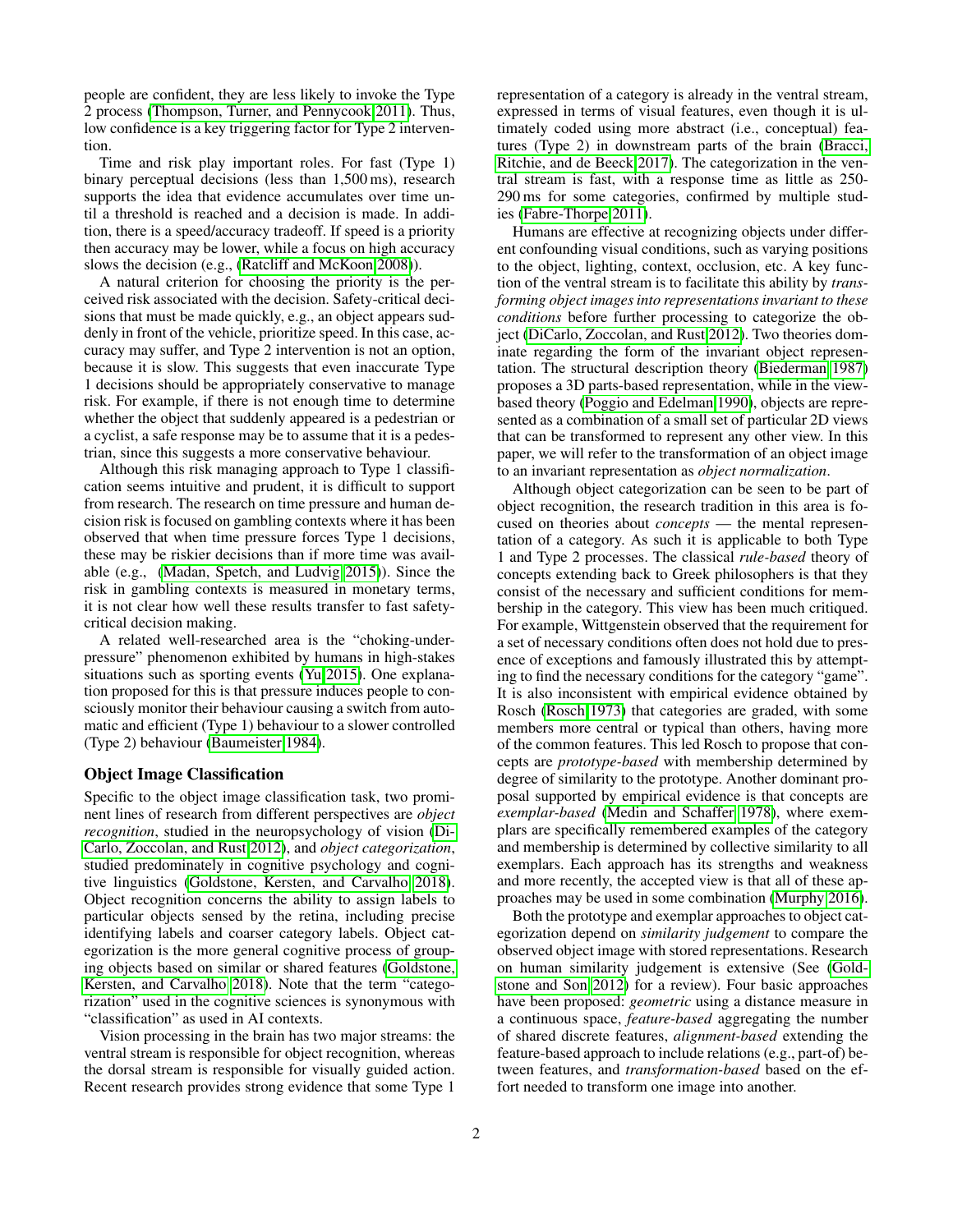people are confident, they are less likely to invoke the Type 2 process (Thompson, Turner, and Pennycook 2011). Thus, low confidence is a key triggering factor for Type 2 intervention.

Time and risk play important roles. For fast (Type 1) binary perceptual decisions (less than 1,500 ms), research supports the idea that evidence accumulates over time until a threshold is reached and a decision is made. In addition, there is a speed/accuracy tradeoff. If speed is a priority then accuracy may be lower, while a focus on high accuracy slows the decision (e.g., (Ratcliff and McKoon 2008)).

A natural criterion for choosing the priority is the perceived risk associated with the decision. Safety-critical decisions that must be made quickly, e.g., an object appears suddenly in front of the vehicle, prioritize speed. In this case, accuracy may suffer, and Type 2 intervention is not an option, because it is slow. This suggests that even inaccurate Type 1 decisions should be appropriately conservative to manage risk. For example, if there is not enough time to determine whether the object that suddenly appeared is a pedestrian or a cyclist, a safe response may be to assume that it is a pedestrian, since this suggests a more conservative behaviour.

Although this risk managing approach to Type 1 classification seems intuitive and prudent, it is difficult to support from research. The research on time pressure and human decision risk is focused on gambling contexts where it has been observed that when time pressure forces Type 1 decisions, these may be riskier decisions than if more time was available (e.g., (Madan, Spetch, and Ludvig 2015)). Since the risk in gambling contexts is measured in monetary terms, it is not clear how well these results transfer to fast safety-critical decision making.

A related well-researched area is the "choking-under-pressure" phenomenon exhibited by humans in high-stakes situations such as sporting events (Yu 2015). One explanation proposed for this is that pressure induces people to consciously monitor their behaviour causing a switch from automatic and efficient (Type 1) behaviour to a slower controlled (Type 2) behaviour (Baumeister 1984).

### Object Image Classification

Specific to the object image classification task, two prominent lines of research from different perspectives are *object recognition*, studied in the neuropsychology of vision (DiCarlo, Zoccolan, and Rust 2012), and *object categorization*, studied predominately in cognitive psychology and cognitive linguistics (Goldstone, Kersten, and Carvalho 2018). Object recognition concerns the ability to assign labels to particular objects sensed by the retina, including precise identifying labels and coarser category labels. Object categorization is the more general cognitive process of grouping objects based on similar or shared features (Goldstone, Kersten, and Carvalho 2018). Note that the term "categorization" used in the cognitive sciences is synonymous with "classification" as used in AI contexts.

Vision processing in the brain has two major streams: the ventral stream is responsible for object recognition, whereas the dorsal stream is responsible for visually guided action. Recent research provides strong evidence that some Type 1 representation of a category is already in the ventral stream, expressed in terms of visual features, even though it is ultimately coded using more abstract (i.e., conceptual) features (Type 2) in downstream parts of the brain (Bracci, Ritchie, and de Beeck 2017). The categorization in the ventral stream is fast, with a response time as little as 250-290 ms for some categories, confirmed by multiple studies (Fabre-Thorpe 2011).

Humans are effective at recognizing objects under different confounding visual conditions, such as varying positions to the object, lighting, context, occlusion, etc. A key function of the ventral stream is to facilitate this ability by *transforming object images into representations invariant to these conditions* before further processing to categorize the object (DiCarlo, Zoccolan, and Rust 2012). Two theories dominate regarding the form of the invariant object representation. The structural description theory (Biederman 1987) proposes a 3D parts-based representation, while in the view-based theory (Poggio and Edelman 1990), objects are represented as a combination of a small set of particular 2D views that can be transformed to represent any other view. In this paper, we will refer to the transformation of an object image to an invariant representation as *object normalization*.

Although object categorization can be seen to be part of object recognition, the research tradition in this area is focused on theories about *concepts* — the mental representation of a category. As such it is applicable to both Type 1 and Type 2 processes. The classical *rule-based* theory of concepts extending back to Greek philosophers is that they consist of the necessary and sufficient conditions for membership in the category. This view has been much critiqued. For example, Wittgenstein observed that the requirement for a set of necessary conditions often does not hold due to presence of exceptions and famously illustrated this by attempting to find the necessary conditions for the category "game". It is also inconsistent with empirical evidence obtained by Rosch (Rosch 1973) that categories are graded, with some members more central or typical than others, having more of the common features. This led Rosch to propose that concepts are *prototype-based* with membership determined by degree of similarity to the prototype. Another dominant proposal supported by empirical evidence is that concepts are *exemplar-based* (Medin and Schaffer 1978), where exemplars are specifically remembered examples of the category and membership is determined by collective similarity to all exemplars. Each approach has its strengths and weakness and more recently, the accepted view is that all of these approaches may be used in some combination (Murphy 2016).

Both the prototype and exemplar approaches to object categorization depend on *similarity judgement* to compare the observed object image with stored representations. Research on human similarity judgement is extensive (See (Goldstone and Son 2012) for a review). Four basic approaches have been proposed: *geometric* using a distance measure in a continuous space, *feature-based* aggregating the number of shared discrete features, *alignment-based* extending the feature-based approach to include relations (e.g., part-of) between features, and *transformation-based* based on the effort needed to transform one image into another.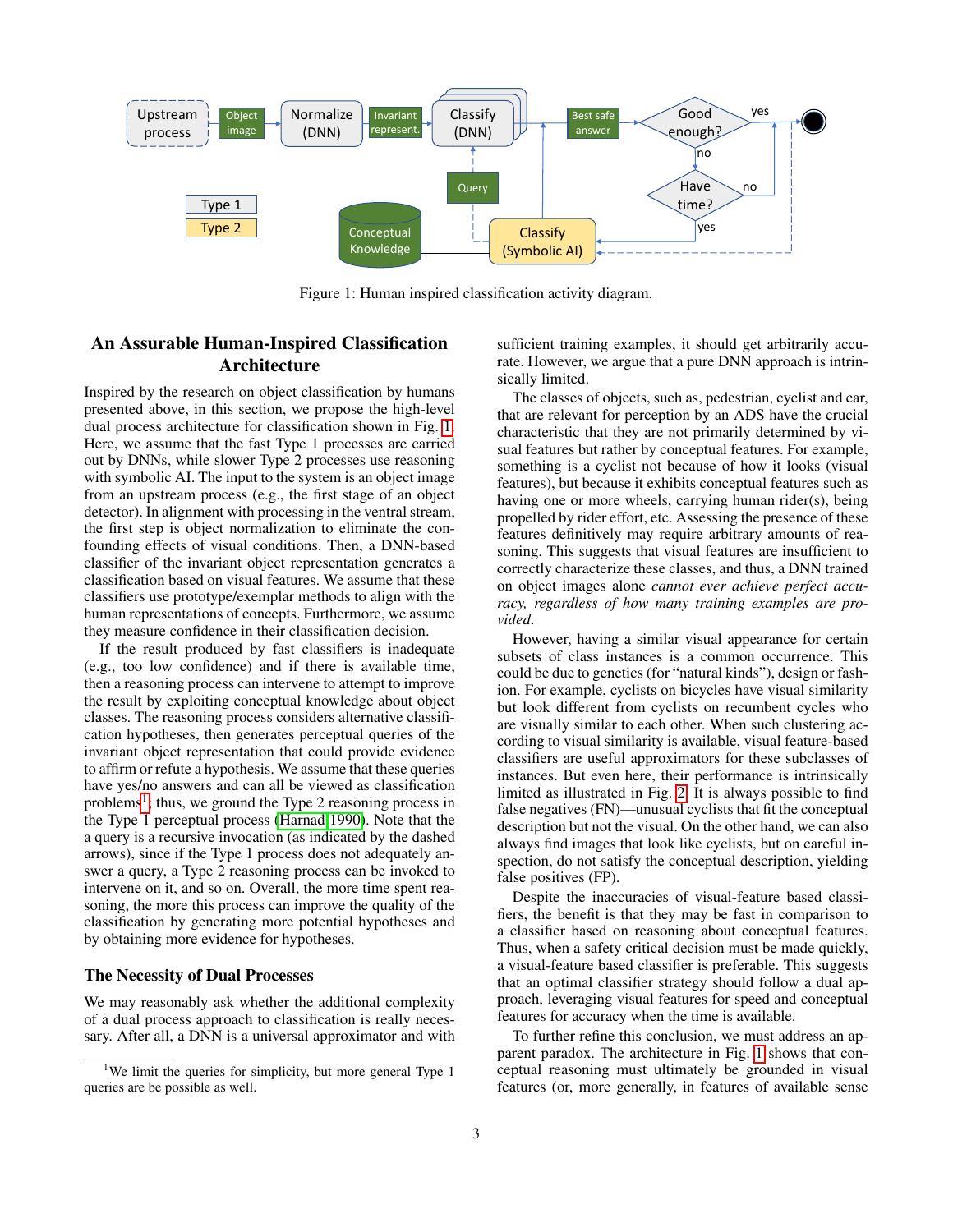Figure 1: Human inspired classification activity diagram.

## An Assurable Human-Inspired Classification Architecture

Inspired by the research on object classification by humans presented above, in this section, we propose the high-level dual process architecture for classification shown in Fig. 1. Here, we assume that the fast Type 1 processes are carried out by DNNs, while slower Type 2 processes use reasoning with symbolic AI. The input to the system is an object image from an upstream process (e.g., the first stage of an object detector). In alignment with processing in the ventral stream, the first step is object normalization to eliminate the confounding effects of visual conditions. Then, a DNN-based classifier of the invariant object representation generates a classification based on visual features. We assume that these classifiers use prototype/exemplar methods to align with the human representations of concepts. Furthermore, we assume they measure confidence in their classification decision.

If the result produced by fast classifiers is inadequate (e.g., too low confidence) and if there is available time, then a reasoning process can intervene to attempt to improve the result by exploiting conceptual knowledge about object classes. The reasoning process considers alternative classification hypotheses, then generates perceptual queries of the invariant object representation that could provide evidence to affirm or refute a hypothesis. We assume that these queries have yes/no answers and can all be viewed as classification problems[1]; thus, we ground the Type 2 reasoning process in the Type 1 perceptual process (Harnad 1990). Note that the a query is a recursive invocation (as indicated by the dashed arrows), since if the Type 1 process does not adequately answer a query, a Type 2 reasoning process can be invoked to intervene on it, and so on. Overall, the more time spent reasoning, the more this process can improve the quality of the classification by generating more potential hypotheses and by obtaining more evidence for hypotheses.

### The Necessity of Dual Processes

We may reasonably ask whether the additional complexity of a dual process approach to classification is really necessary. After all, a DNN is a universal approximator and with sufficient training examples, it should get arbitrarily accurate. However, we argue that a pure DNN approach is intrinsically limited.

The classes of objects, such as, pedestrian, cyclist and car, that are relevant for perception by an ADS have the crucial characteristic that they are not primarily determined by visual features but rather by conceptual features. For example, something is a cyclist not because of how it looks (visual features), but because it exhibits conceptual features such as having one or more wheels, carrying human rider(s), being propelled by rider effort, etc. Assessing the presence of these features definitively may require arbitrary amounts of reasoning. This suggests that visual features are insufficient to correctly characterize these classes, and thus, a DNN trained on object images alone *cannot ever achieve perfect accuracy, regardless of how many training examples are provided.*

However, having a similar visual appearance for certain subsets of class instances is a common occurrence. This could be due to genetics (for "natural kinds"), design or fashion. For example, cyclists on bicycles have visual similarity but look different from cyclists on recumbent cycles who are visually similar to each other. When such clustering according to visual similarity is available, visual feature-based classifiers are useful approximators for these subclasses of instances. But even here, their performance is intrinsically limited as illustrated in Fig. 2. It is always possible to find false negatives (FN)—unusual cyclists that fit the conceptual description but not the visual. On the other hand, we can also always find images that look like cyclists, but on careful inspection, do not satisfy the conceptual description, yielding false positives (FP).

Despite the inaccuracies of visual-feature based classifiers, the benefit is that they may be fast in comparison to a classifier based on reasoning about conceptual features. Thus, when a safety critical decision must be made quickly, a visual-feature based classifier is preferable. This suggests that an optimal classifier strategy should follow a dual approach, leveraging visual features for speed and conceptual features for accuracy when the time is available.

To further refine this conclusion, we must address an apparent paradox. The architecture in Fig. 1 shows that conceptual reasoning must ultimately be grounded in visual features (or, more generally, in features of available sense

[1] We limit the queries for simplicity, but more general Type 1 queries are be possible as well.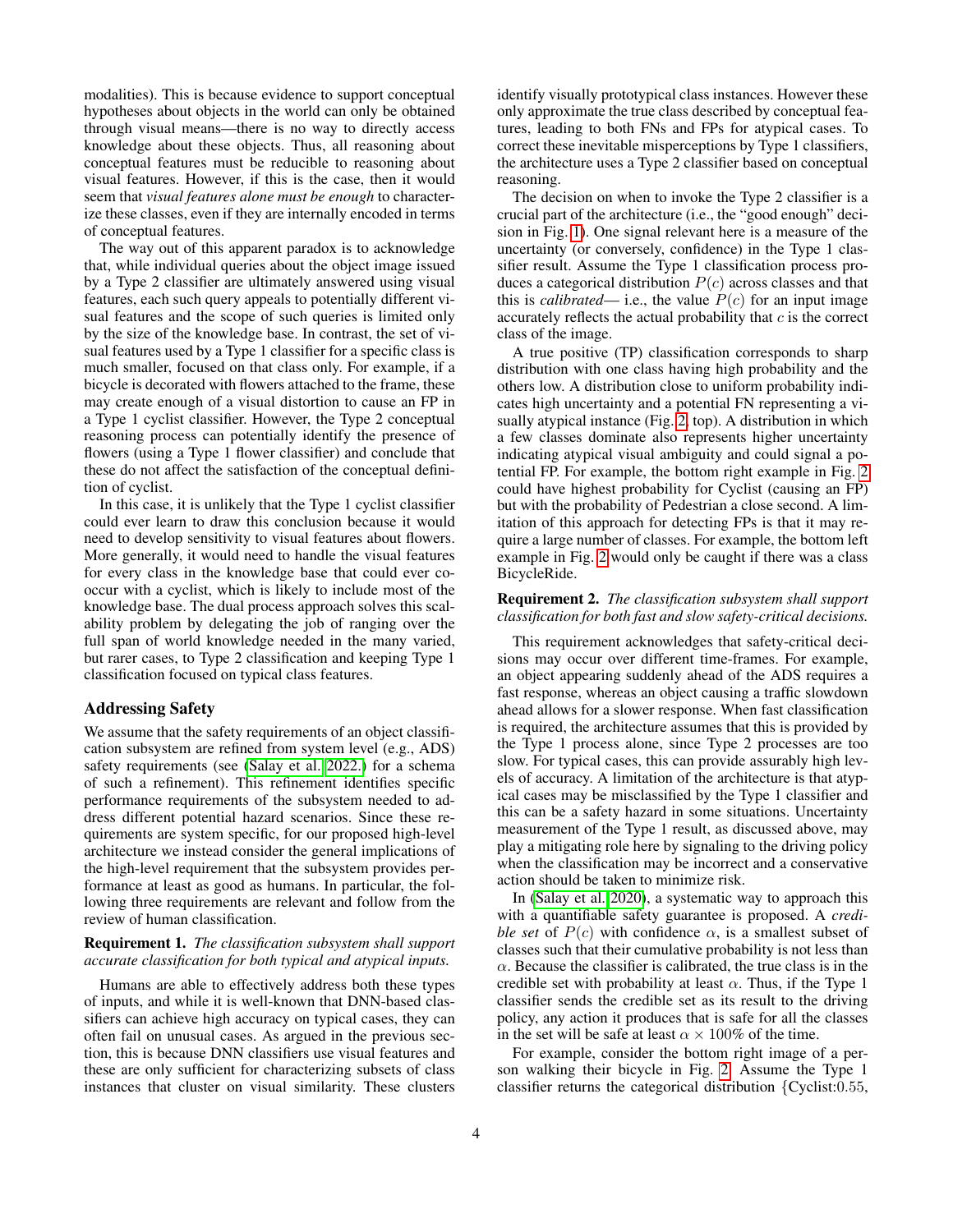modalities). This is because evidence to support conceptual hypotheses about objects in the world can only be obtained through visual means—there is no way to directly access knowledge about these objects. Thus, all reasoning about conceptual features must be reducible to reasoning about visual features. However, if this is the case, then it would seem that *visual features alone must be enough* to characterize these classes, even if they are internally encoded in terms of conceptual features.

The way out of this apparent paradox is to acknowledge that, while individual queries about the object image issued by a Type 2 classifier are ultimately answered using visual features, each such query appeals to potentially different visual features and the scope of such queries is limited only by the size of the knowledge base. In contrast, the set of visual features used by a Type 1 classifier for a specific class is much smaller, focused on that class only. For example, if a bicycle is decorated with flowers attached to the frame, these may create enough of a visual distortion to cause an FP in a Type 1 cyclist classifier. However, the Type 2 conceptual reasoning process can potentially identify the presence of flowers (using a Type 1 flower classifier) and conclude that these do not affect the satisfaction of the conceptual definition of cyclist.

In this case, it is unlikely that the Type 1 cyclist classifier could ever learn to draw this conclusion because it would need to develop sensitivity to visual features about flowers. More generally, it would need to handle the visual features for every class in the knowledge base that could ever co-occur with a cyclist, which is likely to include most of the knowledge base. The dual process approach solves this scalability problem by delegating the job of ranging over the full span of world knowledge needed in the many varied, but rarer cases, to Type 2 classification and keeping Type 1 classification focused on typical class features.

## Addressing Safety

We assume that the safety requirements of an object classification subsystem are refined from system level (e.g., ADS) safety requirements (see (Salay et al. 2022) for a schema of such a refinement). This refinement identifies specific performance requirements of the subsystem needed to address different potential hazard scenarios. Since these requirements are system specific, for our proposed high-level architecture we instead consider the general implications of the high-level requirement that the subsystem provides performance at least as good as humans. In particular, the following three requirements are relevant and follow from the review of human classification.

**Requirement 1.** *The classification subsystem shall support accurate classification for both typical and atypical inputs.*

Humans are able to effectively address both these types of inputs, and while it is well-known that DNN-based classifiers can achieve high accuracy on typical cases, they can often fail on unusual cases. As argued in the previous section, this is because DNN classifiers use visual features and these are only sufficient for characterizing subsets of class instances that cluster on visual similarity. These clusters identify visually prototypical class instances. However these only approximate the true class described by conceptual features, leading to both FNs and FPs for atypical cases. To correct these inevitable misperceptions by Type 1 classifiers, the architecture uses a Type 2 classifier based on conceptual reasoning.

The decision on when to invoke the Type 2 classifier is a crucial part of the architecture (i.e., the "good enough" decision in Fig. 1). One signal relevant here is a measure of the uncertainty (or conversely, confidence) in the Type 1 classifier result. Assume the Type 1 classification process produces a categorical distribution $P(c)$ across classes and that this is *calibrated*— i.e., the value $P(c)$ for an input image accurately reflects the actual probability that $c$ is the correct class of the image.

A true positive (TP) classification corresponds to sharp distribution with one class having high probability and the others low. A distribution close to uniform probability indicates high uncertainty and a potential FN representing a visually atypical instance (Fig. 2, top). A distribution in which a few classes dominate also represents higher uncertainty indicating atypical visual ambiguity and could signal a potential FP. For example, the bottom right example in Fig. 2 could have highest probability for Cyclist (causing an FP) but with the probability of Pedestrian a close second. A limitation of this approach for detecting FPs is that it may require a large number of classes. For example, the bottom left example in Fig. 2 would only be caught if there was a class BicycleRide.

**Requirement 2.** *The classification subsystem shall support classification for both fast and slow safety-critical decisions.*

This requirement acknowledges that safety-critical decisions may occur over different time-frames. For example, an object appearing suddenly ahead of the ADS requires a fast response, whereas an object causing a traffic slowdown ahead allows for a slower response. When fast classification is required, the architecture assumes that this is provided by the Type 1 process alone, since Type 2 processes are too slow. For typical cases, this can provide assurably high levels of accuracy. A limitation of the architecture is that atypical cases may be misclassified by the Type 1 classifier and this can be a safety hazard in some situations. Uncertainty measurement of the Type 1 result, as discussed above, may play a mitigating role here by signaling to the driving policy when the classification may be incorrect and a conservative action should be taken to minimize risk.

In (Salay et al. 2020), a systematic way to approach this with a quantifiable safety guarantee is proposed. A *credible set* of $P(c)$ with confidence $\alpha$, is a smallest subset of classes such that their cumulative probability is not less than $\alpha$. Because the classifier is calibrated, the true class is in the credible set with probability at least $\alpha$. Thus, if the Type 1 classifier sends the credible set as its result to the driving policy, any action it produces that is safe for all the classes in the set will be safe at least $\alpha \times 100\%$ of the time.

For example, consider the bottom right image of a person walking their bicycle in Fig. 2. Assume the Type 1 classifier returns the categorical distribution {Cyclist:0.55,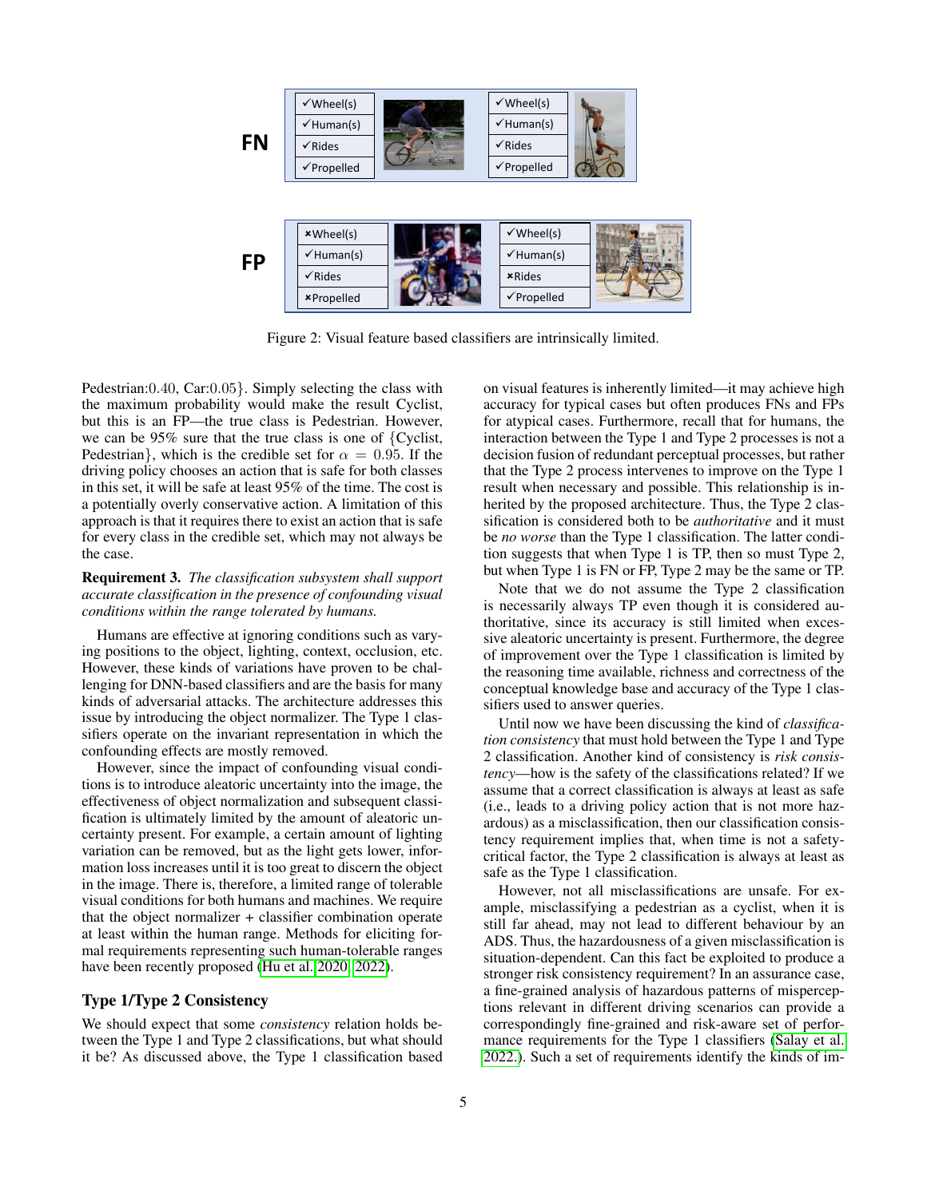Figure 2: Visual feature based classifiers are intrinsically limited.

Pedestrian:0.40, Car:0.05}. Simply selecting the class with the maximum probability would make the result Cyclist, but this is an FP—the true class is Pedestrian. However, we can be 95% sure that the true class is one of {Cyclist, Pedestrian}, which is the credible set for $\alpha = 0.95$. If the driving policy chooses an action that is safe for both classes in this set, it will be safe at least 95% of the time. The cost is a potentially overly conservative action. A limitation of this approach is that it requires there to exist an action that is safe for every class in the credible set, which may not always be the case.

**Requirement 3.** *The classification subsystem shall support accurate classification in the presence of confounding visual conditions within the range tolerated by humans.*

Humans are effective at ignoring conditions such as varying positions to the object, lighting, context, occlusion, etc. However, these kinds of variations have proven to be challenging for DNN-based classifiers and are the basis for many kinds of adversarial attacks. The architecture addresses this issue by introducing the object normalizer. The Type 1 classifiers operate on the invariant representation in which the confounding effects are mostly removed.

However, since the impact of confounding visual conditions is to introduce aleatoric uncertainty into the image, the effectiveness of object normalization and subsequent classification is ultimately limited by the amount of aleatoric uncertainty present. For example, a certain amount of lighting variation can be removed, but as the light gets lower, information loss increases until it is too great to discern the object in the image. There is, therefore, a limited range of tolerable visual conditions for both humans and machines. We require that the object normalizer + classifier combination operate at least within the human range. Methods for eliciting formal requirements representing such human-tolerable ranges have been recently proposed (Hu et al. 2020, 2022).

## Type 1/Type 2 Consistency

We should expect that some *consistency* relation holds between the Type 1 and Type 2 classifications, but what should it be? As discussed above, the Type 1 classification based on visual features is inherently limited—it may achieve high accuracy for typical cases but often produces FNs and FPs for atypical cases. Furthermore, recall that for humans, the interaction between the Type 1 and Type 2 processes is not a decision fusion of redundant perceptual processes, but rather that the Type 2 process intervenes to improve on the Type 1 result when necessary and possible. This relationship is inherited by the proposed architecture. Thus, the Type 2 classification is considered both to be *authoritative* and it must be *no worse* than the Type 1 classification. The latter condition suggests that when Type 1 is TP, then so must Type 2, but when Type 1 is FN or FP, Type 2 may be the same or TP.

Note that we do not assume the Type 2 classification is necessarily always TP even though it is considered authoritative, since its accuracy is still limited when excessive aleatoric uncertainty is present. Furthermore, the degree of improvement over the Type 1 classification is limited by the reasoning time available, richness and correctness of the conceptual knowledge base and accuracy of the Type 1 classifiers used to answer queries.

Until now we have been discussing the kind of *classification consistency* that must hold between the Type 1 and Type 2 classification. Another kind of consistency is *risk consistency*—how is the safety of the classifications related? If we assume that a correct classification is always at least as safe (i.e., leads to a driving policy action that is not more hazardous) as a misclassification, then our classification consistency requirement implies that, when time is not a safety-critical factor, the Type 2 classification is always at least as safe as the Type 1 classification.

However, not all misclassifications are unsafe. For example, misclassifying a pedestrian as a cyclist, when it is still far ahead, may not lead to different behaviour by an ADS. Thus, the hazardousness of a given misclassification is situation-dependent. Can this fact be exploited to produce a stronger risk consistency requirement? In an assurance case, a fine-grained analysis of hazardous patterns of misperceptions relevant in different driving scenarios can provide a correspondingly fine-grained and risk-aware set of performance requirements for the Type 1 classifiers (Salay et al. 2022.). Such a set of requirements identify the kinds of im-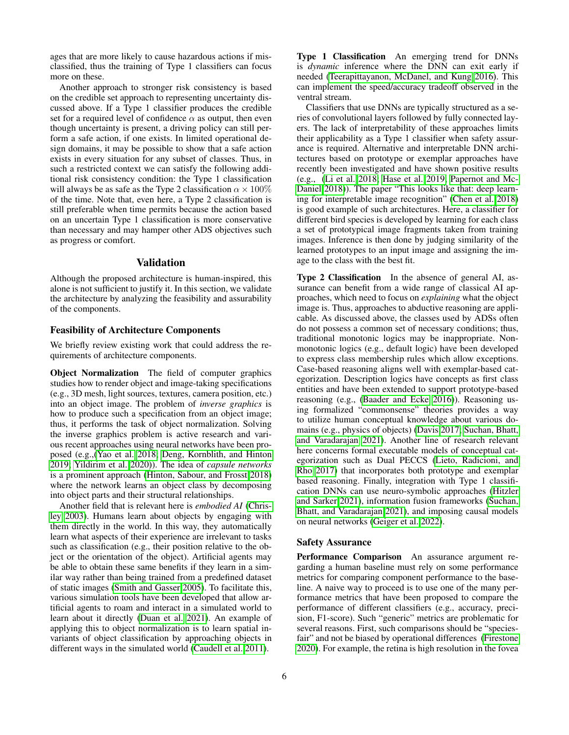ages that are more likely to cause hazardous actions if misclassified, thus the training of Type 1 classifiers can focus more on these.

Another approach to stronger risk consistency is based on the credible set approach to representing uncertainty discussed above. If a Type 1 classifier produces the credible set for a required level of confidence $\alpha$ as output, then even though uncertainty is present, a driving policy can still perform a safe action, if one exists. In limited operational design domains, it may be possible to show that a safe action exists in every situation for any subset of classes. Thus, in such a restricted context we can satisfy the following additional risk consistency condition: the Type 1 classification will always be as safe as the Type 2 classification $\alpha \times 100\%$ of the time. Note that, even here, a Type 2 classification is still preferable when time permits because the action based on an uncertain Type 1 classification is more conservative than necessary and may hamper other ADS objectives such as progress or comfort.

## Validation

Although the proposed architecture is human-inspired, this alone is not sufficient to justify it. In this section, we validate the architecture by analyzing the feasibility and assurability of the components.

### Feasibility of Architecture Components

We briefly review existing work that could address the requirements of architecture components.

**Object Normalization** The field of computer graphics studies how to render object and image-taking specifications (e.g., 3D mesh, light sources, textures, camera position, etc.) into an object image. The problem of *inverse graphics* is how to produce such a specification from an object image; thus, it performs the task of object normalization. Solving the inverse graphics problem is active research and various recent approaches using neural networks have been proposed (e.g.,(Yao et al. 2018; Deng, Kornblith, and Hinton 2019; Yildirim et al. 2020)). The idea of *capsule networks* is a prominent approach (Hinton, Sabour, and Frosst 2018) where the network learns an object class by decomposing into object parts and their structural relationships.

Another field that is relevant here is *embodied AI* (Chrisley 2003). Humans learn about objects by engaging with them directly in the world. In this way, they automatically learn what aspects of their experience are irrelevant to tasks such as classification (e.g., their position relative to the object or the orientation of the object). Artificial agents may be able to obtain these same benefits if they learn in a similar way rather than being trained from a predefined dataset of static images (Smith and Gasser 2005). To facilitate this, various simulation tools have been developed that allow artificial agents to roam and interact in a simulated world to learn about it directly (Duan et al. 2021). An example of applying this to object normalization is to learn spatial invariants of object classification by approaching objects in different ways in the simulated world (Caudell et al. 2011).

**Type 1 Classification** An emerging trend for DNNs is *dynamic* inference where the DNN can exit early if needed (Teerapittayanon, McDanel, and Kung 2016). This can implement the speed/accuracy tradeoff observed in the ventral stream.

Classifiers that use DNNs are typically structured as a series of convolutional layers followed by fully connected layers. The lack of interpretability of these approaches limits their applicability as a Type 1 classifier when safety assurance is required. Alternative and interpretable DNN architectures based on prototype or exemplar approaches have recently been investigated and have shown positive results (e.g., (Li et al. 2018; Hase et al. 2019; Papernot and McDaniel 2018)). The paper "This looks like that: deep learning for interpretable image recognition" (Chen et al. 2018) is good example of such architectures. Here, a classifier for different bird species is developed by learning for each class a set of prototypical image fragments taken from training images. Inference is then done by judging similarity of the learned prototypes to an input image and assigning the image to the class with the best fit.

**Type 2 Classification** In the absence of general AI, assurance can benefit from a wide range of classical AI approaches, which need to focus on *explaining* what the object image is. Thus, approaches to abductive reasoning are applicable. As discussed above, the classes used by ADSs often do not possess a common set of necessary conditions; thus, traditional monotonic logics may be inappropriate. Nonmonotonic logics (e.g., default logic) have been developed to express class membership rules which allow exceptions. Case-based reasoning aligns well with exemplar-based categorization. Description logics have concepts as first class entities and have been extended to support prototype-based reasoning (e.g., (Baader and Ecke 2016)). Reasoning using formalized "commonsense" theories provides a way to utilize human conceptual knowledge about various domains (e.g., physics of objects) (Davis 2017; Suchan, Bhatt, and Varadarajan 2021). Another line of research relevant here concerns formal executable models of conceptual categorization such as Dual PECCS (Lieto, Radicioni, and Rho 2017) that incorporates both prototype and exemplar based reasoning. Finally, integration with Type 1 classification DNNs can use neuro-symbolic approaches (Hitzler and Sarker 2021), information fusion frameworks (Suchan, Bhatt, and Varadarajan 2021), and imposing causal models on neural networks (Geiger et al. 2022).

### Safety Assurance

**Performance Comparison** An assurance argument regarding a human baseline must rely on some performance metrics for comparing component performance to the baseline. A naive way to proceed is to use one of the many performance metrics that have been proposed to compare the performance of different classifiers (e.g., accuracy, precision, F1-score). Such "generic" metrics are problematic for several reasons. First, such comparisons should be "species-fair" and not be biased by operational differences (Firestone 2020). For example, the retina is high resolution in the fovea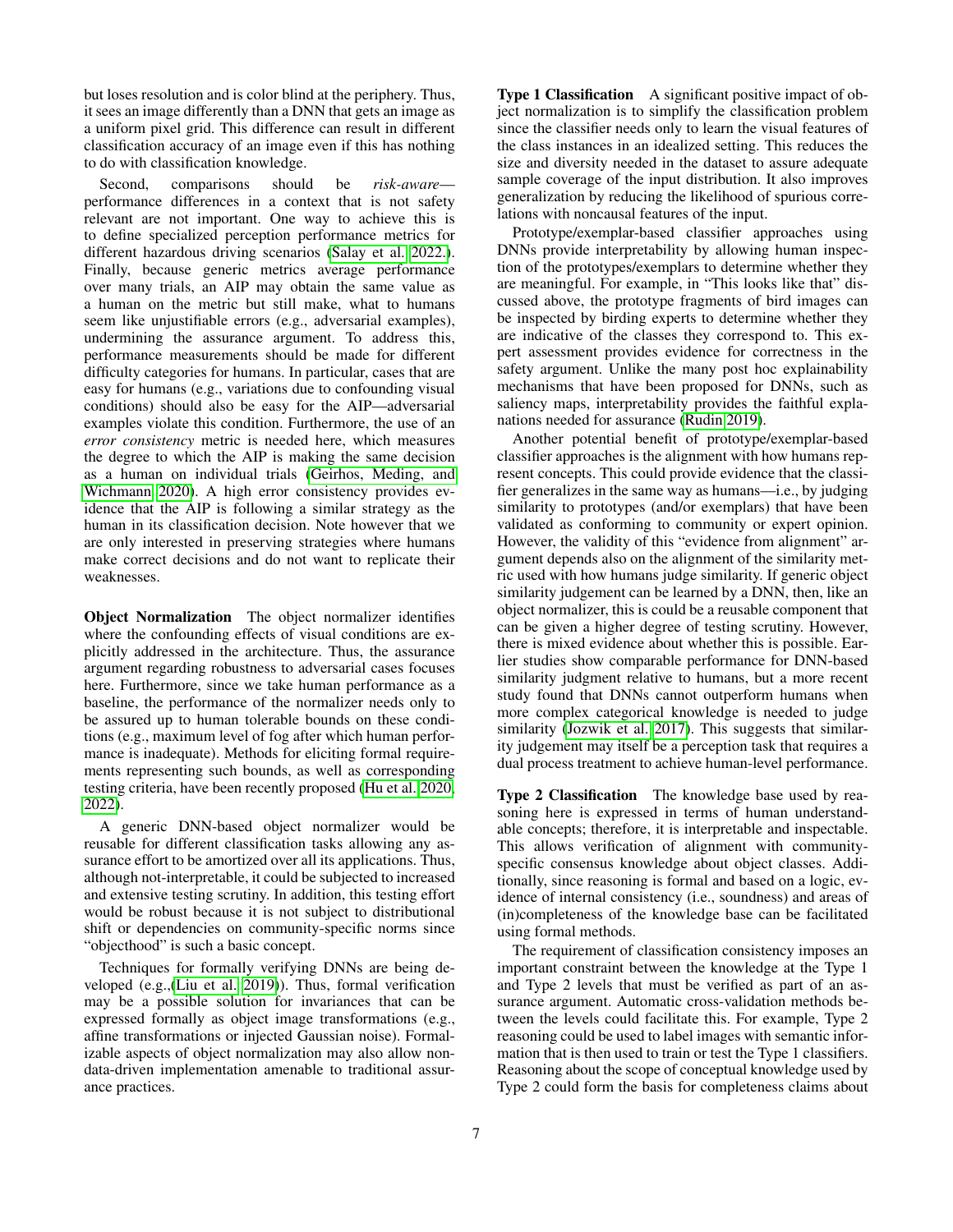but loses resolution and is color blind at the periphery. Thus, it sees an image differently than a DNN that gets an image as a uniform pixel grid. This difference can result in different classification accuracy of an image even if this has nothing to do with classification knowledge.

Second, comparisons should be *risk-aware*—performance differences in a context that is not safety relevant are not important. One way to achieve this is to define specialized perception performance metrics for different hazardous driving scenarios (Salay et al. 2022.). Finally, because generic metrics average performance over many trials, an AIP may obtain the same value as a human on the metric but still make, what to humans seem like unjustifiable errors (e.g., adversarial examples), undermining the assurance argument. To address this, performance measurements should be made for different difficulty categories for humans. In particular, cases that are easy for humans (e.g., variations due to confounding visual conditions) should also be easy for the AIP—adversarial examples violate this condition. Furthermore, the use of an *error consistency* metric is needed here, which measures the degree to which the AIP is making the same decision as a human on individual trials (Geirhos, Meding, and Wichmann 2020). A high error consistency provides evidence that the AIP is following a similar strategy as the human in its classification decision. Note however that we are only interested in preserving strategies where humans make correct decisions and do not want to replicate their weaknesses.

**Object Normalization** The object normalizer identifies where the confounding effects of visual conditions are explicitly addressed in the architecture. Thus, the assurance argument regarding robustness to adversarial cases focuses here. Furthermore, since we take human performance as a baseline, the performance of the normalizer needs only to be assured up to human tolerable bounds on these conditions (e.g., maximum level of fog after which human performance is inadequate). Methods for eliciting formal requirements representing such bounds, as well as corresponding testing criteria, have been recently proposed (Hu et al. 2020, 2022).

A generic DNN-based object normalizer would be reusable for different classification tasks allowing any assurance effort to be amortized over all its applications. Thus, although not-interpretable, it could be subjected to increased and extensive testing scrutiny. In addition, this testing effort would be robust because it is not subject to distributional shift or dependencies on community-specific norms since "objecthood" is such a basic concept.

Techniques for formally verifying DNNs are being developed (e.g.,(Liu et al. 2019)). Thus, formal verification may be a possible solution for invariances that can be expressed formally as object image transformations (e.g., affine transformations or injected Gaussian noise). Formalizable aspects of object normalization may also allow non-data-driven implementation amenable to traditional assurance practices.

**Type 1 Classification** A significant positive impact of object normalization is to simplify the classification problem since the classifier needs only to learn the visual features of the class instances in an idealized setting. This reduces the size and diversity needed in the dataset to assure adequate sample coverage of the input distribution. It also improves generalization by reducing the likelihood of spurious correlations with noncausal features of the input.

Prototype/exemplar-based classifier approaches using DNNs provide interpretability by allowing human inspection of the prototypes/exemplars to determine whether they are meaningful. For example, in "This looks like that" discussed above, the prototype fragments of bird images can be inspected by birding experts to determine whether they are indicative of the classes they correspond to. This expert assessment provides evidence for correctness in the safety argument. Unlike the many post hoc explainability mechanisms that have been proposed for DNNs, such as saliency maps, interpretability provides the faithful explanations needed for assurance (Rudin 2019).

Another potential benefit of prototype/exemplar-based classifier approaches is the alignment with how humans represent concepts. This could provide evidence that the classifier generalizes in the same way as humans—i.e., by judging similarity to prototypes (and/or exemplars) that have been validated as conforming to community or expert opinion. However, the validity of this "evidence from alignment" argument depends also on the alignment of the similarity metric used with how humans judge similarity. If generic object similarity judgement can be learned by a DNN, then, like an object normalizer, this is could be a reusable component that can be given a higher degree of testing scrutiny. However, there is mixed evidence about whether this is possible. Earlier studies show comparable performance for DNN-based similarity judgment relative to humans, but a more recent study found that DNNs cannot outperform humans when more complex categorical knowledge is needed to judge similarity (Jozwik et al. 2017). This suggests that similarity judgement may itself be a perception task that requires a dual process treatment to achieve human-level performance.

**Type 2 Classification** The knowledge base used by reasoning here is expressed in terms of human understandable concepts; therefore, it is interpretable and inspectable. This allows verification of alignment with community-specific consensus knowledge about object classes. Additionally, since reasoning is formal and based on a logic, evidence of internal consistency (i.e., soundness) and areas of (in)completeness of the knowledge base can be facilitated using formal methods.

The requirement of classification consistency imposes an important constraint between the knowledge at the Type 1 and Type 2 levels that must be verified as part of an assurance argument. Automatic cross-validation methods between the levels could facilitate this. For example, Type 2 reasoning could be used to label images with semantic information that is then used to train or test the Type 1 classifiers. Reasoning about the scope of conceptual knowledge used by Type 2 could form the basis for completeness claims about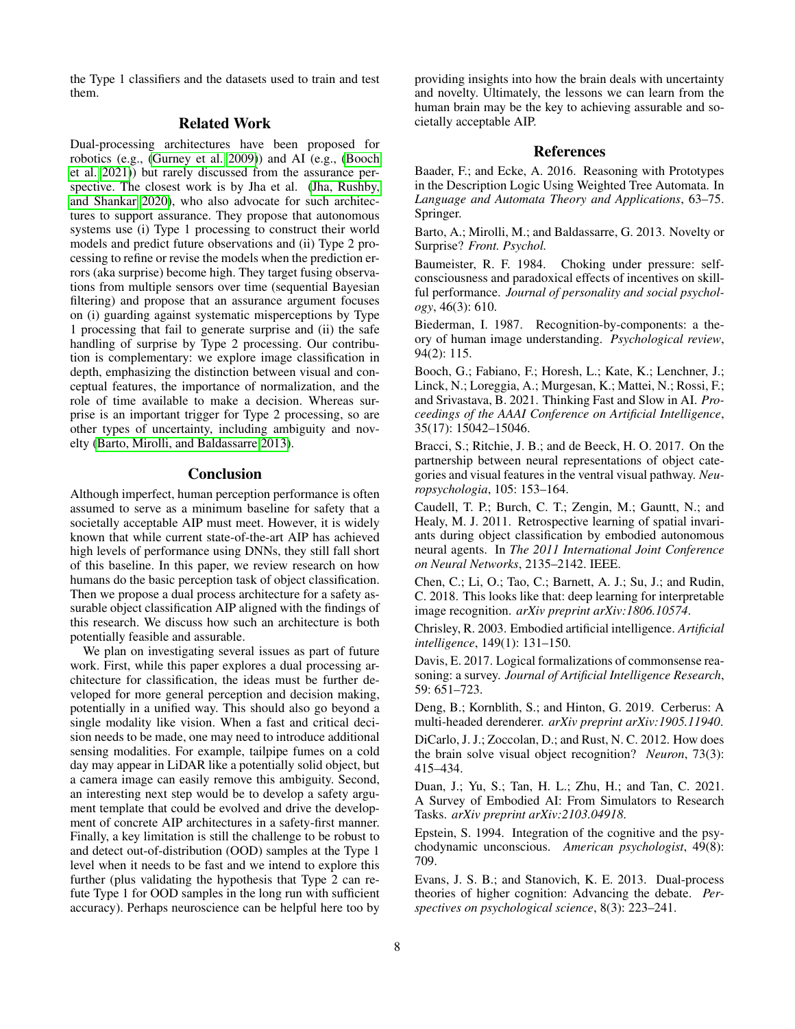the Type 1 classifiers and the datasets used to train and test them.

## Related Work

Dual-processing architectures have been proposed for robotics (e.g., (Gurney et al. 2009)) and AI (e.g., (Booch et al. 2021)) but rarely discussed from the assurance perspective. The closest work is by Jha et al. (Jha, Rushby, and Shankar 2020), who also advocate for such architectures to support assurance. They propose that autonomous systems use (i) Type 1 processing to construct their world models and predict future observations and (ii) Type 2 processing to refine or revise the models when the prediction errors (aka surprise) become high. They target fusing observations from multiple sensors over time (sequential Bayesian filtering) and propose that an assurance argument focuses on (i) guarding against systematic misperceptions by Type 1 processing that fail to generate surprise and (ii) the safe handling of surprise by Type 2 processing. Our contribution is complementary: we explore image classification in depth, emphasizing the distinction between visual and conceptual features, the importance of normalization, and the role of time available to make a decision. Whereas surprise is an important trigger for Type 2 processing, so are other types of uncertainty, including ambiguity and novelty (Barto, Mirolli, and Baldassarre 2013).

## Conclusion

Although imperfect, human perception performance is often assumed to serve as a minimum baseline for safety that a societally acceptable AIP must meet. However, it is widely known that while current state-of-the-art AIP has achieved high levels of performance using DNNs, they still fall short of this baseline. In this paper, we review research on how humans do the basic perception task of object classification. Then we propose a dual process architecture for a safety assurable object classification AIP aligned with the findings of this research. We discuss how such an architecture is both potentially feasible and assurable.

We plan on investigating several issues as part of future work. First, while this paper explores a dual processing architecture for classification, the ideas must be further developed for more general perception and decision making, potentially in a unified way. This should also go beyond a single modality like vision. When a fast and critical decision needs to be made, one may need to introduce additional sensing modalities. For example, tailpipe fumes on a cold day may appear in LiDAR like a potentially solid object, but a camera image can easily remove this ambiguity. Second, an interesting next step would be to develop a safety argument template that could be evolved and drive the development of concrete AIP architectures in a safety-first manner. Finally, a key limitation is still the challenge to be robust to and detect out-of-distribution (OOD) samples at the Type 1 level when it needs to be fast and we intend to explore this further (plus validating the hypothesis that Type 2 can refute Type 1 for OOD samples in the long run with sufficient accuracy). Perhaps neuroscience can be helpful here too by providing insights into how the brain deals with uncertainty and novelty. Ultimately, the lessons we can learn from the human brain may be the key to achieving assurable and societally acceptable AIP.

## References

Baader, F.; and Ecke, A. 2016. Reasoning with Prototypes in the Description Logic Using Weighted Tree Automata. In *Language and Automata Theory and Applications*, 63–75. Springer.

Barto, A.; Mirolli, M.; and Baldassarre, G. 2013. Novelty or Surprise? *Front. Psychol.*

Baumeister, R. F. 1984. Choking under pressure: self-consciousness and paradoxical effects of incentives on skillful performance. *Journal of personality and social psychology*, 46(3): 610.

Biederman, I. 1987. Recognition-by-components: a theory of human image understanding. *Psychological review*, 94(2): 115.

Booch, G.; Fabiano, F.; Horesh, L.; Kate, K.; Lenchner, J.; Linck, N.; Loreggia, A.; Murgesan, K.; Mattei, N.; Rossi, F.; and Srivastava, B. 2021. Thinking Fast and Slow in AI. *Proceedings of the AAAI Conference on Artificial Intelligence*, 35(17): 15042–15046.

Bracci, S.; Ritchie, J. B.; and de Beeck, H. O. 2017. On the partnership between neural representations of object categories and visual features in the ventral visual pathway. *Neuropsychologia*, 105: 153–164.

Caudell, T. P.; Burch, C. T.; Zengin, M.; Gauntt, N.; and Healy, M. J. 2011. Retrospective learning of spatial invariants during object classification by embodied autonomous neural agents. In *The 2011 International Joint Conference on Neural Networks*, 2135–2142. IEEE.

Chen, C.; Li, O.; Tao, C.; Barnett, A. J.; Su, J.; and Rudin, C. 2018. This looks like that: deep learning for interpretable image recognition. *arXiv preprint arXiv:1806.10574*.

Chrisley, R. 2003. Embodied artificial intelligence. *Artificial intelligence*, 149(1): 131–150.

Davis, E. 2017. Logical formalizations of commonsense reasoning: a survey. *Journal of Artificial Intelligence Research*, 59: 651–723.

Deng, B.; Kornblith, S.; and Hinton, G. 2019. Cerberus: A multi-headed derenderer. *arXiv preprint arXiv:1905.11940*.

DiCarlo, J. J.; Zoccolan, D.; and Rust, N. C. 2012. How does the brain solve visual object recognition? *Neuron*, 73(3): 415–434.

Duan, J.; Yu, S.; Tan, H. L.; Zhu, H.; and Tan, C. 2021. A Survey of Embodied AI: From Simulators to Research Tasks. *arXiv preprint arXiv:2103.04918*.

Epstein, S. 1994. Integration of the cognitive and the psychodynamic unconscious. *American psychologist*, 49(8): 709.

Evans, J. S. B.; and Stanovich, K. E. 2013. Dual-process theories of higher cognition: Advancing the debate. *Perspectives on psychological science*, 8(3): 223–241.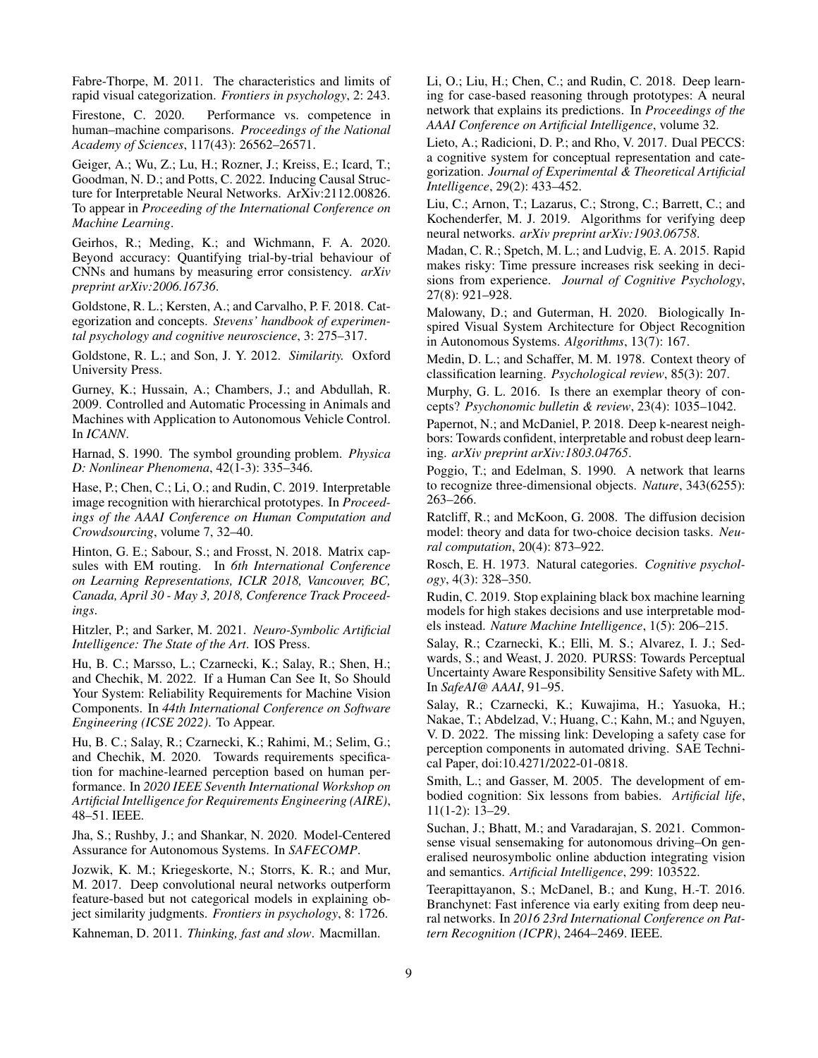Fabre-Thorpe, M. 2011. The characteristics and limits of rapid visual categorization. *Frontiers in psychology*, 2: 243.

Firestone, C. 2020. Performance vs. competence in human–machine comparisons. *Proceedings of the National Academy of Sciences*, 117(43): 26562–26571.

Geiger, A.; Wu, Z.; Lu, H.; Rozner, J.; Kreiss, E.; Icard, T.; Goodman, N. D.; and Potts, C. 2022. Inducing Causal Structure for Interpretable Neural Networks. ArXiv:2112.00826. To appear in *Proceeding of the International Conference on Machine Learning*.

Geirhos, R.; Meding, K.; and Wichmann, F. A. 2020. Beyond accuracy: Quantifying trial-by-trial behaviour of CNNs and humans by measuring error consistency. *arXiv preprint arXiv:2006.16736*.

Goldstone, R. L.; Kersten, A.; and Carvalho, P. F. 2018. Categorization and concepts. *Stevens' handbook of experimental psychology and cognitive neuroscience*, 3: 275–317.

Goldstone, R. L.; and Son, J. Y. 2012. *Similarity.* Oxford University Press.

Gurney, K.; Hussain, A.; Chambers, J.; and Abdullah, R. 2009. Controlled and Automatic Processing in Animals and Machines with Application to Autonomous Vehicle Control. In *ICANN*.

Harnad, S. 1990. The symbol grounding problem. *Physica D: Nonlinear Phenomena*, 42(1-3): 335–346.

Hase, P.; Chen, C.; Li, O.; and Rudin, C. 2019. Interpretable image recognition with hierarchical prototypes. In *Proceedings of the AAAI Conference on Human Computation and Crowdsourcing*, volume 7, 32–40.

Hinton, G. E.; Sabour, S.; and Frosst, N. 2018. Matrix capsules with EM routing. In *6th International Conference on Learning Representations, ICLR 2018, Vancouver, BC, Canada, April 30 - May 3, 2018, Conference Track Proceedings*.

Hitzler, P.; and Sarker, M. 2021. *Neuro-Symbolic Artificial Intelligence: The State of the Art*. IOS Press.

Hu, B. C.; Marsso, L.; Czarnecki, K.; Salay, R.; Shen, H.; and Chechik, M. 2022. If a Human Can See It, So Should Your System: Reliability Requirements for Machine Vision Components. In *44th International Conference on Software Engineering (ICSE 2022)*. To Appear.

Hu, B. C.; Salay, R.; Czarnecki, K.; Rahimi, M.; Selim, G.; and Chechik, M. 2020. Towards requirements specification for machine-learned perception based on human performance. In *2020 IEEE Seventh International Workshop on Artificial Intelligence for Requirements Engineering (AIRE)*, 48–51. IEEE.

Jha, S.; Rushby, J.; and Shankar, N. 2020. Model-Centered Assurance for Autonomous Systems. In *SAFECOMP*.

Jozwik, K. M.; Kriegeskorte, N.; Storrs, K. R.; and Mur, M. 2017. Deep convolutional neural networks outperform feature-based but not categorical models in explaining object similarity judgments. *Frontiers in psychology*, 8: 1726.

Kahneman, D. 2011. *Thinking, fast and slow*. Macmillan.

Li, O.; Liu, H.; Chen, C.; and Rudin, C. 2018. Deep learning for case-based reasoning through prototypes: A neural network that explains its predictions. In *Proceedings of the AAAI Conference on Artificial Intelligence*, volume 32.

Lieto, A.; Radicioni, D. P.; and Rho, V. 2017. Dual PECCS: a cognitive system for conceptual representation and categorization. *Journal of Experimental & Theoretical Artificial Intelligence*, 29(2): 433–452.

Liu, C.; Arnon, T.; Lazarus, C.; Strong, C.; Barrett, C.; and Kochenderfer, M. J. 2019. Algorithms for verifying deep neural networks. *arXiv preprint arXiv:1903.06758*.

Madan, C. R.; Spetch, M. L.; and Ludvig, E. A. 2015. Rapid makes risky: Time pressure increases risk seeking in decisions from experience. *Journal of Cognitive Psychology*, 27(8): 921–928.

Malowany, D.; and Guterman, H. 2020. Biologically Inspired Visual System Architecture for Object Recognition in Autonomous Systems. *Algorithms*, 13(7): 167.

Medin, D. L.; and Schaffer, M. M. 1978. Context theory of classification learning. *Psychological review*, 85(3): 207.

Murphy, G. L. 2016. Is there an exemplar theory of concepts? *Psychonomic bulletin & review*, 23(4): 1035–1042.

Papernot, N.; and McDaniel, P. 2018. Deep k-nearest neighbors: Towards confident, interpretable and robust deep learning. *arXiv preprint arXiv:1803.04765*.

Poggio, T.; and Edelman, S. 1990. A network that learns to recognize three-dimensional objects. *Nature*, 343(6255): 263–266.

Ratcliff, R.; and McKoon, G. 2008. The diffusion decision model: theory and data for two-choice decision tasks. *Neural computation*, 20(4): 873–922.

Rosch, E. H. 1973. Natural categories. *Cognitive psychology*, 4(3): 328–350.

Rudin, C. 2019. Stop explaining black box machine learning models for high stakes decisions and use interpretable models instead. *Nature Machine Intelligence*, 1(5): 206–215.

Salay, R.; Czarnecki, K.; Elli, M. S.; Alvarez, I. J.; Sedwards, S.; and Weast, J. 2020. PURSS: Towards Perceptual Uncertainty Aware Responsibility Sensitive Safety with ML. In *SafeAI@ AAAI*, 91–95.

Salay, R.; Czarnecki, K.; Kuwajima, H.; Yasuoka, H.; Nakae, T.; Abdelzad, V.; Huang, C.; Kahn, M.; and Nguyen, V. D. 2022. The missing link: Developing a safety case for perception components in automated driving. SAE Technical Paper, doi:10.4271/2022-01-0818.

Smith, L.; and Gasser, M. 2005. The development of embodied cognition: Six lessons from babies. *Artificial life*, 11(1-2): 13–29.

Suchan, J.; Bhatt, M.; and Varadarajan, S. 2021. Commonsense visual sensemaking for autonomous driving–On generalised neurosymbolic online abduction integrating vision and semantics. *Artificial Intelligence*, 299: 103522.

Teerapittayanon, S.; McDanel, B.; and Kung, H.-T. 2016. Branchynet: Fast inference via early exiting from deep neural networks. In *2016 23rd International Conference on Pattern Recognition (ICPR)*, 2464–2469. IEEE.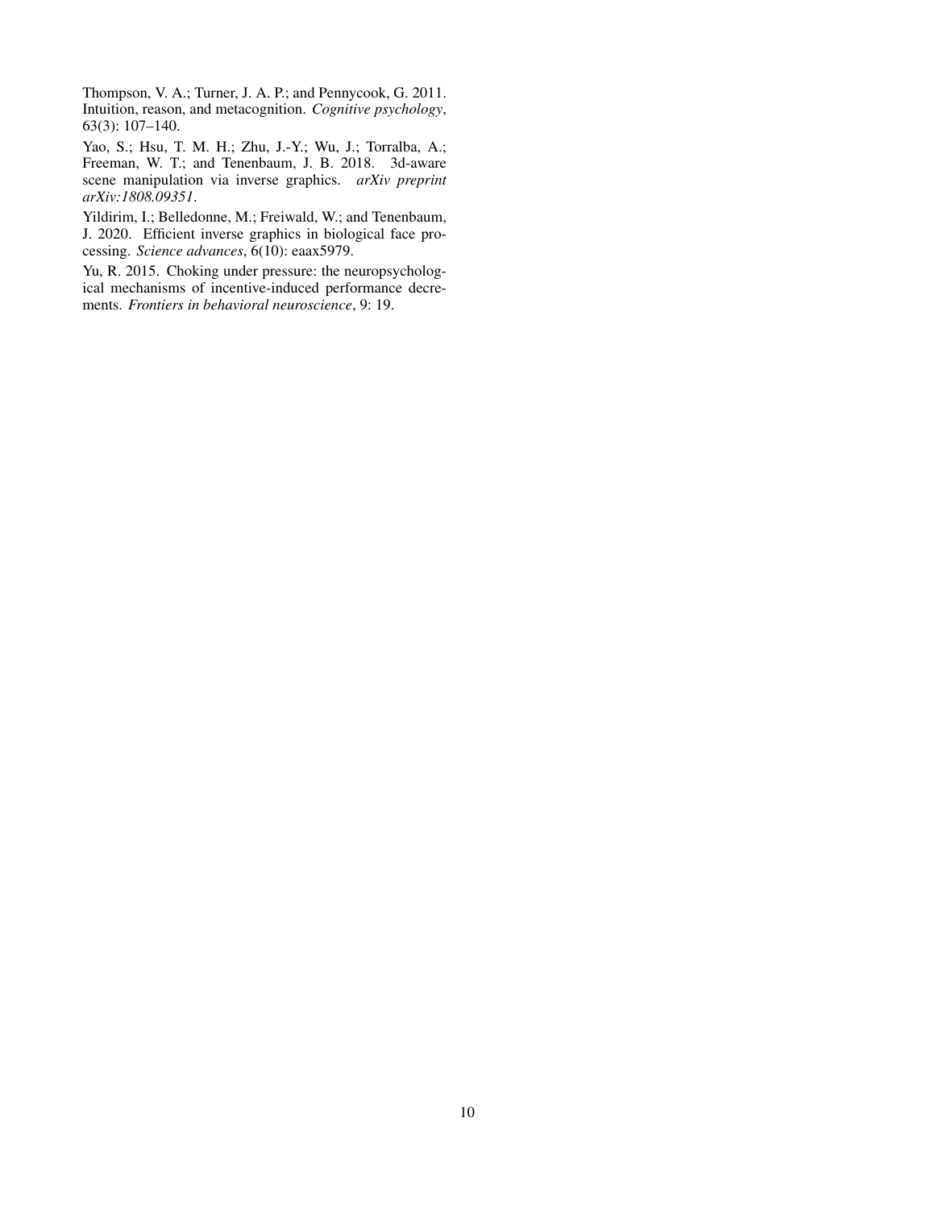Thompson, V. A.; Turner, J. A. P.; and Pennycook, G. 2011. Intuition, reason, and metacognition. *Cognitive psychology*, 63(3): 107–140.

Yao, S.; Hsu, T. M. H.; Zhu, J.-Y.; Wu, J.; Torralba, A.; Freeman, W. T.; and Tenenbaum, J. B. 2018. 3d-aware scene manipulation via inverse graphics. *arXiv preprint arXiv:1808.09351*.

Yildirim, I.; Belledonne, M.; Freiwald, W.; and Tenenbaum, J. 2020. Efficient inverse graphics in biological face processing. *Science advances*, 6(10): eaax5979.

Yu, R. 2015. Choking under pressure: the neuropsychological mechanisms of incentive-induced performance decrements. *Frontiers in behavioral neuroscience*, 9: 19.